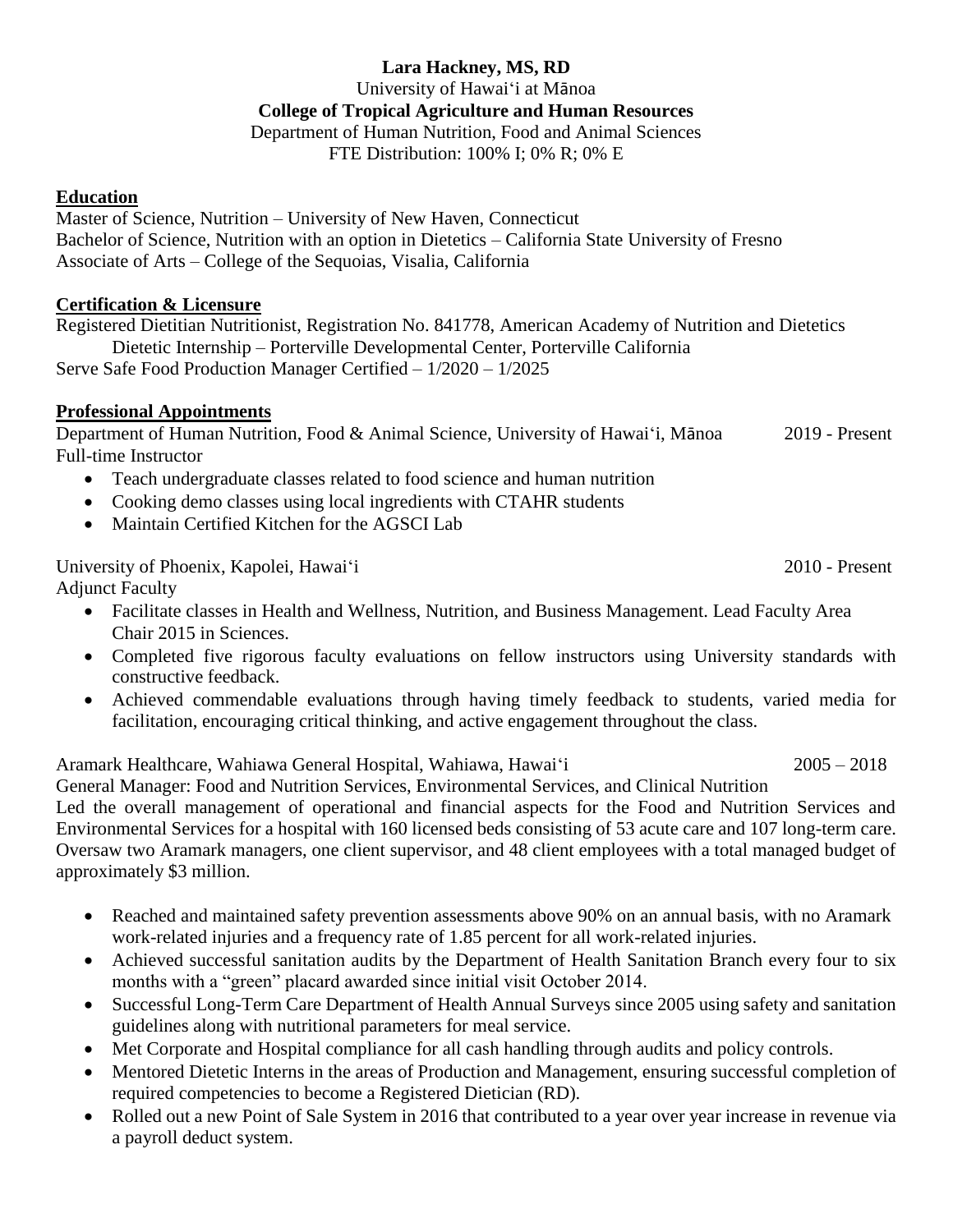**Lara Hackney, MS, RD**
University of Hawaiʻi at Mānoa
**College of Tropical Agriculture and Human Resources**
Department of Human Nutrition, Food and Animal Sciences
FTE Distribution: 100% I; 0% R; 0% E

## Education

Master of Science, Nutrition – University of New Haven, Connecticut
Bachelor of Science, Nutrition with an option in Dietetics – California State University of Fresno
Associate of Arts – College of the Sequoias, Visalia, California

## Certification & Licensure

Registered Dietitian Nutritionist, Registration No. 841778, American Academy of Nutrition and Dietetics
Dietetic Internship – Porterville Developmental Center, Porterville California
Serve Safe Food Production Manager Certified – 1/2020 – 1/2025

## Professional Appointments

Department of Human Nutrition, Food & Animal Science, University of Hawaiʻi, Mānoa — 2019 - Present
Full-time Instructor

- Teach undergraduate classes related to food science and human nutrition
- Cooking demo classes using local ingredients with CTAHR students
- Maintain Certified Kitchen for the AGSCI Lab

University of Phoenix, Kapolei, Hawaiʻi — 2010 - Present
Adjunct Faculty

- Facilitate classes in Health and Wellness, Nutrition, and Business Management. Lead Faculty Area Chair 2015 in Sciences.
- Completed five rigorous faculty evaluations on fellow instructors using University standards with constructive feedback.
- Achieved commendable evaluations through having timely feedback to students, varied media for facilitation, encouraging critical thinking, and active engagement throughout the class.

Aramark Healthcare, Wahiawa General Hospital, Wahiawa, Hawaiʻi — 2005 – 2018
General Manager: Food and Nutrition Services, Environmental Services, and Clinical Nutrition
Led the overall management of operational and financial aspects for the Food and Nutrition Services and Environmental Services for a hospital with 160 licensed beds consisting of 53 acute care and 107 long-term care. Oversaw two Aramark managers, one client supervisor, and 48 client employees with a total managed budget of approximately $3 million.

- Reached and maintained safety prevention assessments above 90% on an annual basis, with no Aramark work-related injuries and a frequency rate of 1.85 percent for all work-related injuries.
- Achieved successful sanitation audits by the Department of Health Sanitation Branch every four to six months with a "green" placard awarded since initial visit October 2014.
- Successful Long-Term Care Department of Health Annual Surveys since 2005 using safety and sanitation guidelines along with nutritional parameters for meal service.
- Met Corporate and Hospital compliance for all cash handling through audits and policy controls.
- Mentored Dietetic Interns in the areas of Production and Management, ensuring successful completion of required competencies to become a Registered Dietician (RD).
- Rolled out a new Point of Sale System in 2016 that contributed to a year over year increase in revenue via a payroll deduct system.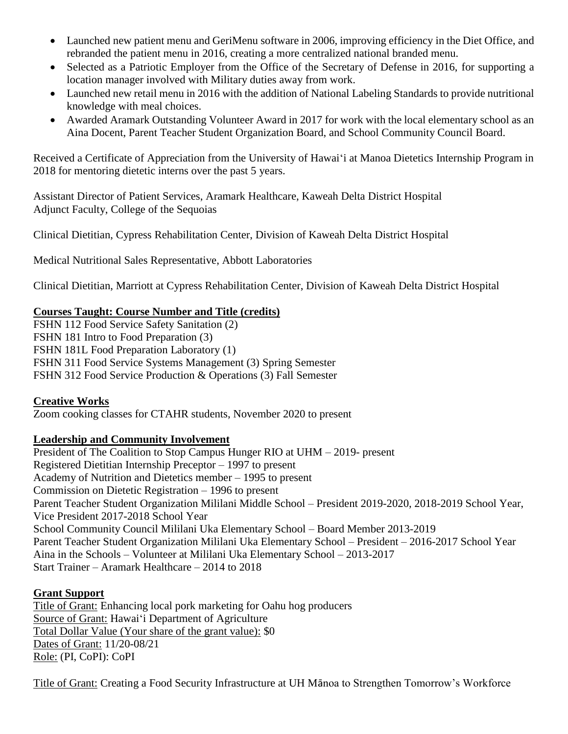- Launched new patient menu and GeriMenu software in 2006, improving efficiency in the Diet Office, and rebranded the patient menu in 2016, creating a more centralized national branded menu.
- Selected as a Patriotic Employer from the Office of the Secretary of Defense in 2016, for supporting a location manager involved with Military duties away from work.
- Launched new retail menu in 2016 with the addition of National Labeling Standards to provide nutritional knowledge with meal choices.
- Awarded Aramark Outstanding Volunteer Award in 2017 for work with the local elementary school as an Aina Docent, Parent Teacher Student Organization Board, and School Community Council Board.

Received a Certificate of Appreciation from the University of Hawaiʻi at Manoa Dietetics Internship Program in 2018 for mentoring dietetic interns over the past 5 years.

Assistant Director of Patient Services, Aramark Healthcare, Kaweah Delta District Hospital
Adjunct Faculty, College of the Sequoias

Clinical Dietitian, Cypress Rehabilitation Center, Division of Kaweah Delta District Hospital

Medical Nutritional Sales Representative, Abbott Laboratories

Clinical Dietitian, Marriott at Cypress Rehabilitation Center, Division of Kaweah Delta District Hospital

**Courses Taught: Course Number and Title (credits)**

FSHN 112 Food Service Safety Sanitation (2)
FSHN 181 Intro to Food Preparation (3)
FSHN 181L Food Preparation Laboratory (1)
FSHN 311 Food Service Systems Management (3) Spring Semester
FSHN 312 Food Service Production & Operations (3) Fall Semester

**Creative Works**

Zoom cooking classes for CTAHR students, November 2020 to present

**Leadership and Community Involvement**

President of The Coalition to Stop Campus Hunger RIO at UHM – 2019- present
Registered Dietitian Internship Preceptor – 1997 to present
Academy of Nutrition and Dietetics member – 1995 to present
Commission on Dietetic Registration – 1996 to present
Parent Teacher Student Organization Mililani Middle School – President 2019-2020, 2018-2019 School Year, Vice President 2017-2018 School Year
School Community Council Mililani Uka Elementary School – Board Member 2013-2019
Parent Teacher Student Organization Mililani Uka Elementary School – President – 2016-2017 School Year
Aina in the Schools – Volunteer at Mililani Uka Elementary School – 2013-2017
Start Trainer – Aramark Healthcare – 2014 to 2018

**Grant Support**

Title of Grant: Enhancing local pork marketing for Oahu hog producers
Source of Grant: Hawaiʻi Department of Agriculture
Total Dollar Value (Your share of the grant value): $0
Dates of Grant: 11/20-08/21
Role: (PI, CoPI): CoPI

Title of Grant: Creating a Food Security Infrastructure at UH Mānoa to Strengthen Tomorrow's Workforce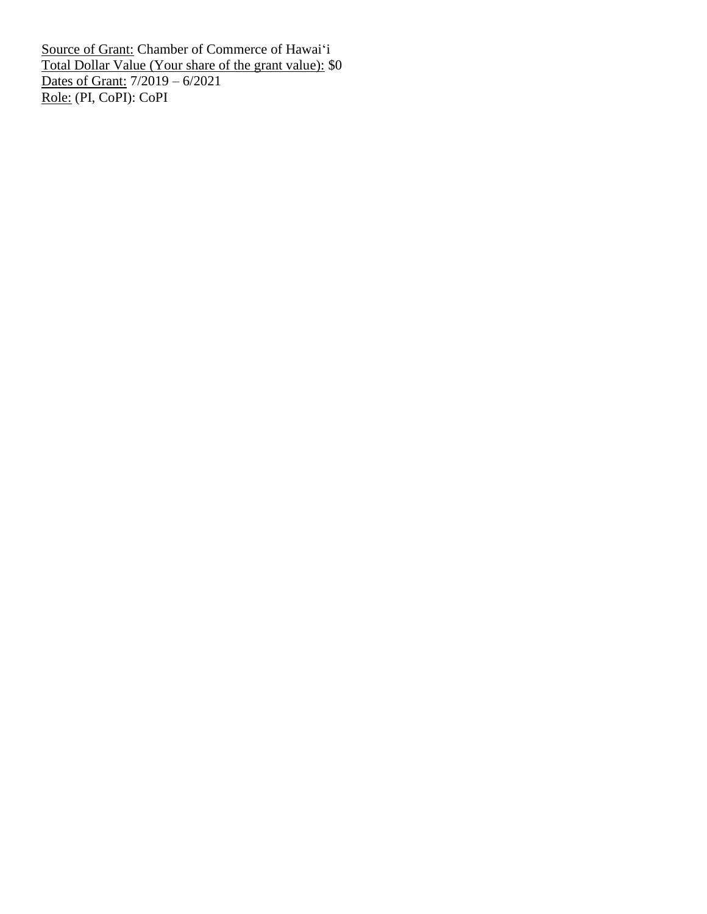<u>Source of Grant:</u> Chamber of Commerce of Hawaiʻi
<u>Total Dollar Value (Your share of the grant value):</u> $0
<u>Dates of Grant:</u> 7/2019 – 6/2021
<u>Role:</u> (PI, CoPI): CoPI